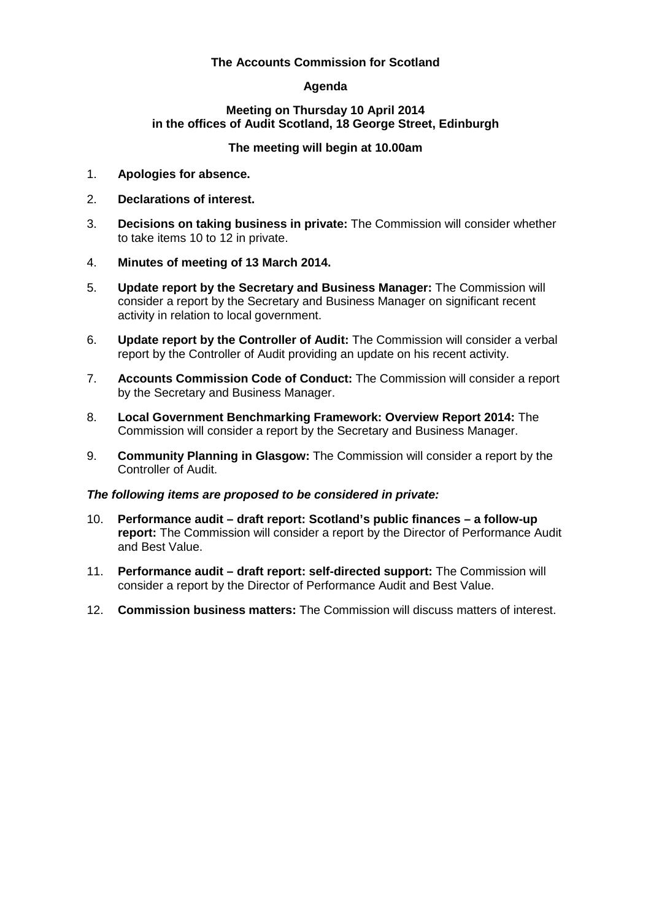**The Accounts Commission for Scotland**

**Agenda**

**Meeting on Thursday 10 April 2014**
**in the offices of Audit Scotland, 18 George Street, Edinburgh**

**The meeting will begin at 10.00am**

1. **Apologies for absence.**
2. **Declarations of interest.**
3. **Decisions on taking business in private:** The Commission will consider whether to take items 10 to 12 in private.
4. **Minutes of meeting of 13 March 2014.**
5. **Update report by the Secretary and Business Manager:** The Commission will consider a report by the Secretary and Business Manager on significant recent activity in relation to local government.
6. **Update report by the Controller of Audit:** The Commission will consider a verbal report by the Controller of Audit providing an update on his recent activity.
7. **Accounts Commission Code of Conduct:** The Commission will consider a report by the Secretary and Business Manager.
8. **Local Government Benchmarking Framework: Overview Report 2014:** The Commission will consider a report by the Secretary and Business Manager.
9. **Community Planning in Glasgow:** The Commission will consider a report by the Controller of Audit.

***The following items are proposed to be considered in private:***

10. **Performance audit – draft report: Scotland's public finances – a follow-up report:** The Commission will consider a report by the Director of Performance Audit and Best Value.
11. **Performance audit – draft report: self-directed support:** The Commission will consider a report by the Director of Performance Audit and Best Value.
12. **Commission business matters:** The Commission will discuss matters of interest.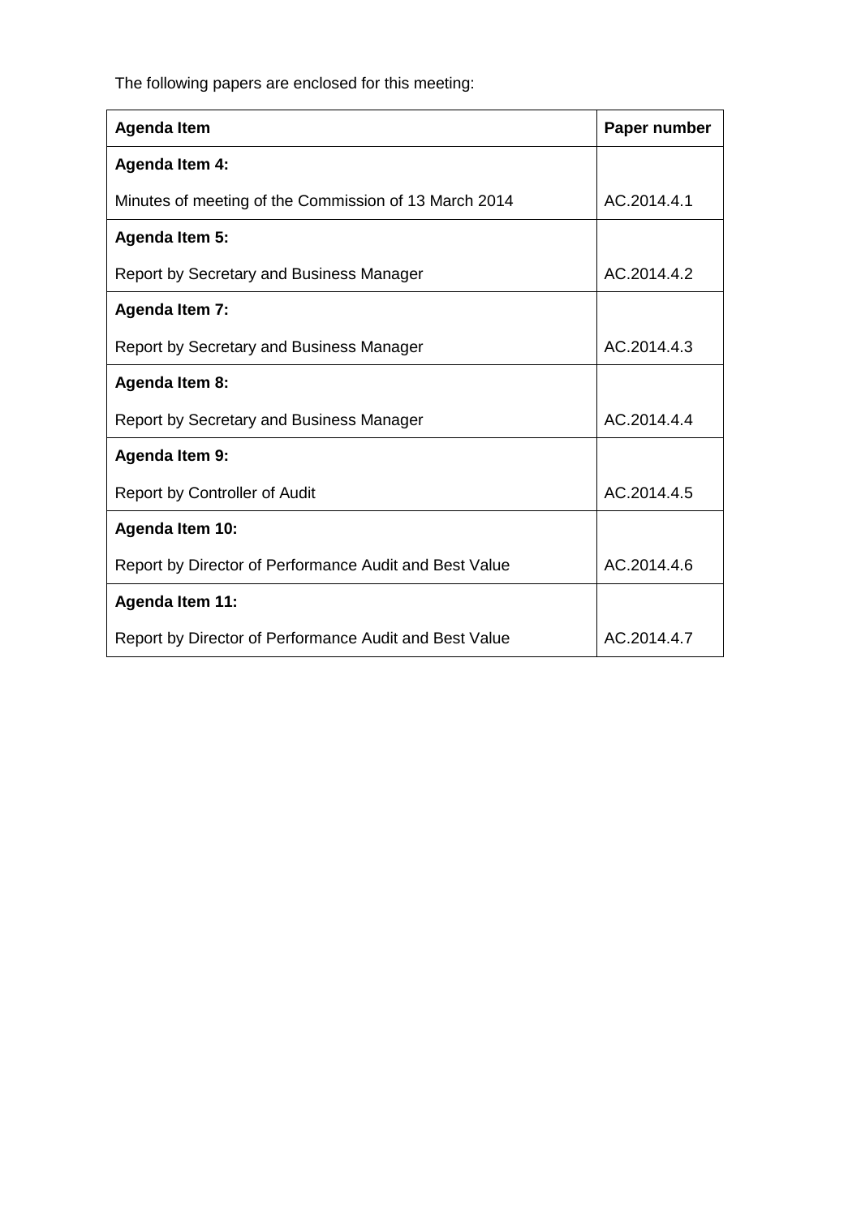The following papers are enclosed for this meeting:

| Agenda Item | Paper number |
|---|---|
| **Agenda Item 4:**<br>Minutes of meeting of the Commission of 13 March 2014 | AC.2014.4.1 |
| **Agenda Item 5:**<br>Report by Secretary and Business Manager | AC.2014.4.2 |
| **Agenda Item 7:**<br>Report by Secretary and Business Manager | AC.2014.4.3 |
| **Agenda Item 8:**<br>Report by Secretary and Business Manager | AC.2014.4.4 |
| **Agenda Item 9:**<br>Report by Controller of Audit | AC.2014.4.5 |
| **Agenda Item 10:**<br>Report by Director of Performance Audit and Best Value | AC.2014.4.6 |
| **Agenda Item 11:**<br>Report by Director of Performance Audit and Best Value | AC.2014.4.7 |